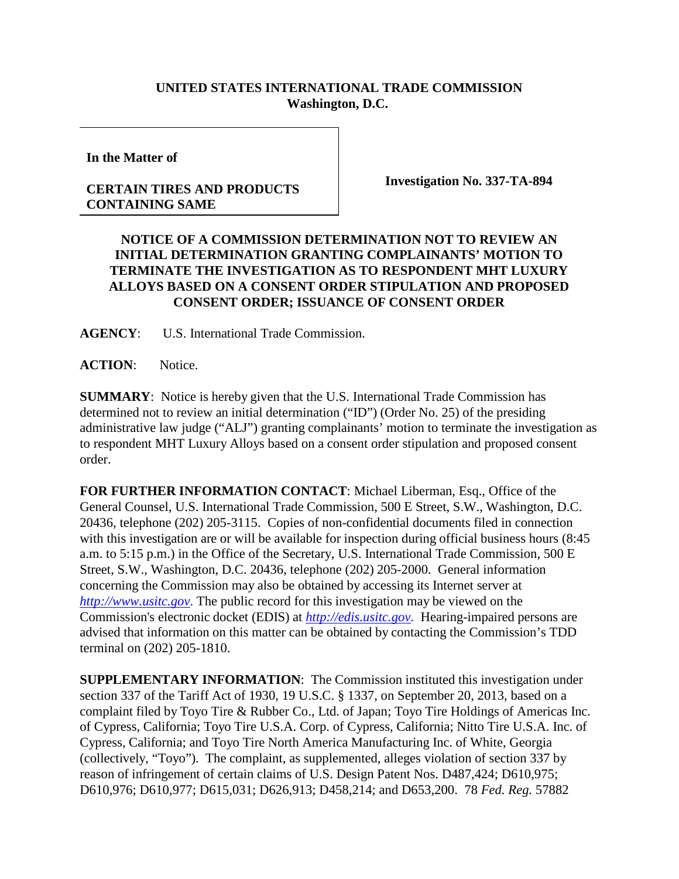**UNITED STATES INTERNATIONAL TRADE COMMISSION**
**Washington, D.C.**

**In the Matter of**

**CERTAIN TIRES AND PRODUCTS CONTAINING SAME**

**Investigation No. 337-TA-894**

**NOTICE OF A COMMISSION DETERMINATION NOT TO REVIEW AN INITIAL DETERMINATION GRANTING COMPLAINANTS' MOTION TO TERMINATE THE INVESTIGATION AS TO RESPONDENT MHT LUXURY ALLOYS BASED ON A CONSENT ORDER STIPULATION AND PROPOSED CONSENT ORDER; ISSUANCE OF CONSENT ORDER**

**AGENCY**: U.S. International Trade Commission.

**ACTION**: Notice.

**SUMMARY**: Notice is hereby given that the U.S. International Trade Commission has determined not to review an initial determination ("ID") (Order No. 25) of the presiding administrative law judge ("ALJ") granting complainants' motion to terminate the investigation as to respondent MHT Luxury Alloys based on a consent order stipulation and proposed consent order.

**FOR FURTHER INFORMATION CONTACT**: Michael Liberman, Esq., Office of the General Counsel, U.S. International Trade Commission, 500 E Street, S.W., Washington, D.C. 20436, telephone (202) 205-3115. Copies of non-confidential documents filed in connection with this investigation are or will be available for inspection during official business hours (8:45 a.m. to 5:15 p.m.) in the Office of the Secretary, U.S. International Trade Commission, 500 E Street, S.W., Washington, D.C. 20436, telephone (202) 205-2000. General information concerning the Commission may also be obtained by accessing its Internet server at *http://www.usitc.gov*. The public record for this investigation may be viewed on the Commission's electronic docket (EDIS) at *http://edis.usitc.gov*. Hearing-impaired persons are advised that information on this matter can be obtained by contacting the Commission's TDD terminal on (202) 205-1810.

**SUPPLEMENTARY INFORMATION**: The Commission instituted this investigation under section 337 of the Tariff Act of 1930, 19 U.S.C. § 1337, on September 20, 2013, based on a complaint filed by Toyo Tire & Rubber Co., Ltd. of Japan; Toyo Tire Holdings of Americas Inc. of Cypress, California; Toyo Tire U.S.A. Corp. of Cypress, California; Nitto Tire U.S.A. Inc. of Cypress, California; and Toyo Tire North America Manufacturing Inc. of White, Georgia (collectively, "Toyo"). The complaint, as supplemented, alleges violation of section 337 by reason of infringement of certain claims of U.S. Design Patent Nos. D487,424; D610,975; D610,976; D610,977; D615,031; D626,913; D458,214; and D653,200. 78 *Fed. Reg.* 57882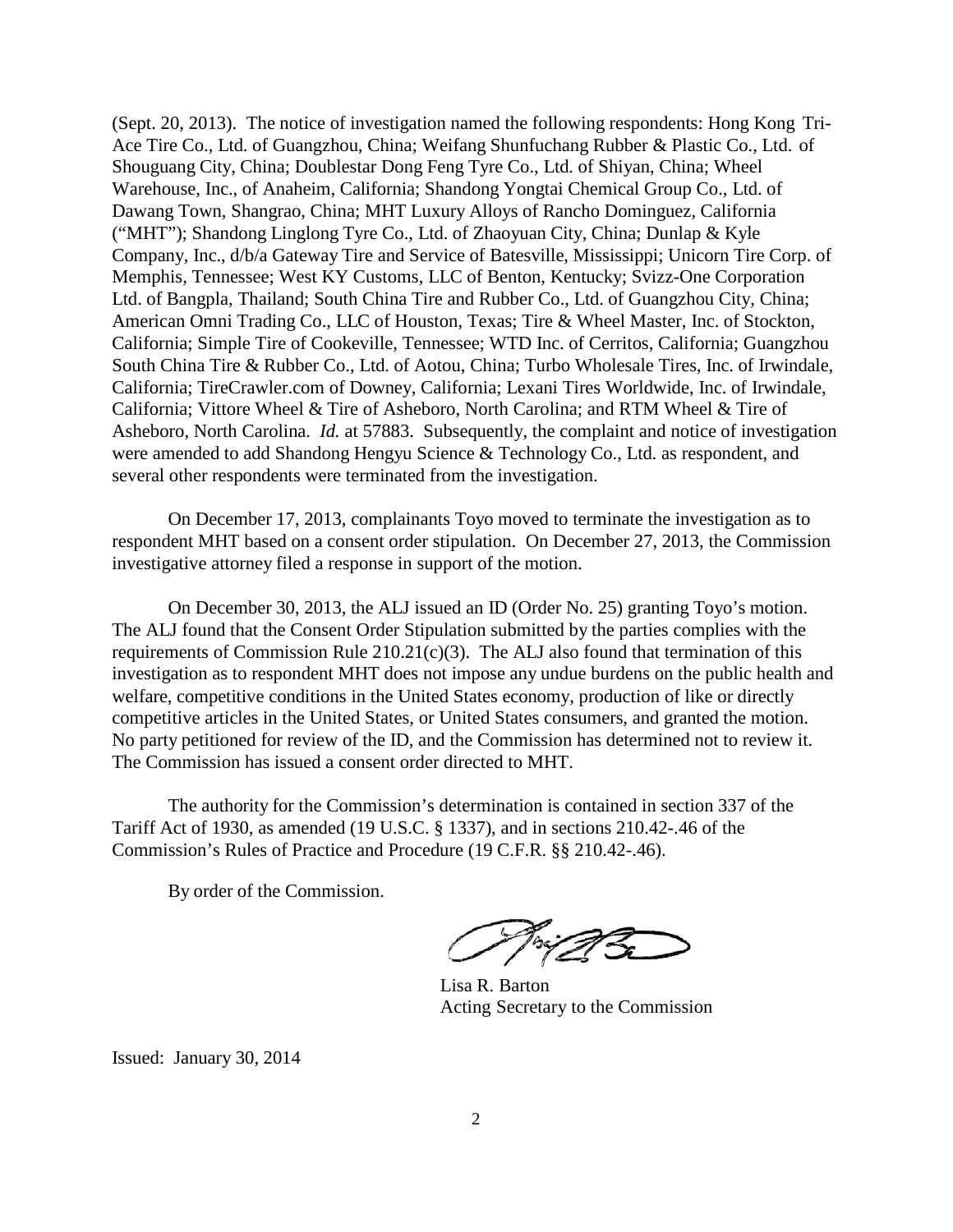(Sept. 20, 2013). The notice of investigation named the following respondents: Hong Kong Tri-Ace Tire Co., Ltd. of Guangzhou, China; Weifang Shunfuchang Rubber & Plastic Co., Ltd. of Shouguang City, China; Doublestar Dong Feng Tyre Co., Ltd. of Shiyan, China; Wheel Warehouse, Inc., of Anaheim, California; Shandong Yongtai Chemical Group Co., Ltd. of Dawang Town, Shangrao, China; MHT Luxury Alloys of Rancho Dominguez, California ("MHT"); Shandong Linglong Tyre Co., Ltd. of Zhaoyuan City, China; Dunlap & Kyle Company, Inc., d/b/a Gateway Tire and Service of Batesville, Mississippi; Unicorn Tire Corp. of Memphis, Tennessee; West KY Customs, LLC of Benton, Kentucky; Svizz-One Corporation Ltd. of Bangpla, Thailand; South China Tire and Rubber Co., Ltd. of Guangzhou City, China; American Omni Trading Co., LLC of Houston, Texas; Tire & Wheel Master, Inc. of Stockton, California; Simple Tire of Cookeville, Tennessee; WTD Inc. of Cerritos, California; Guangzhou South China Tire & Rubber Co., Ltd. of Aotou, China; Turbo Wholesale Tires, Inc. of Irwindale, California; TireCrawler.com of Downey, California; Lexani Tires Worldwide, Inc. of Irwindale, California; Vittore Wheel & Tire of Asheboro, North Carolina; and RTM Wheel & Tire of Asheboro, North Carolina. *Id.* at 57883. Subsequently, the complaint and notice of investigation were amended to add Shandong Hengyu Science & Technology Co., Ltd. as respondent, and several other respondents were terminated from the investigation.

On December 17, 2013, complainants Toyo moved to terminate the investigation as to respondent MHT based on a consent order stipulation. On December 27, 2013, the Commission investigative attorney filed a response in support of the motion.

On December 30, 2013, the ALJ issued an ID (Order No. 25) granting Toyo's motion. The ALJ found that the Consent Order Stipulation submitted by the parties complies with the requirements of Commission Rule 210.21(c)(3). The ALJ also found that termination of this investigation as to respondent MHT does not impose any undue burdens on the public health and welfare, competitive conditions in the United States economy, production of like or directly competitive articles in the United States, or United States consumers, and granted the motion. No party petitioned for review of the ID, and the Commission has determined not to review it. The Commission has issued a consent order directed to MHT.

The authority for the Commission's determination is contained in section 337 of the Tariff Act of 1930, as amended (19 U.S.C. § 1337), and in sections 210.42-.46 of the Commission's Rules of Practice and Procedure (19 C.F.R. §§ 210.42-.46).

By order of the Commission.

Lisa R. Barton
Acting Secretary to the Commission

Issued: January 30, 2014